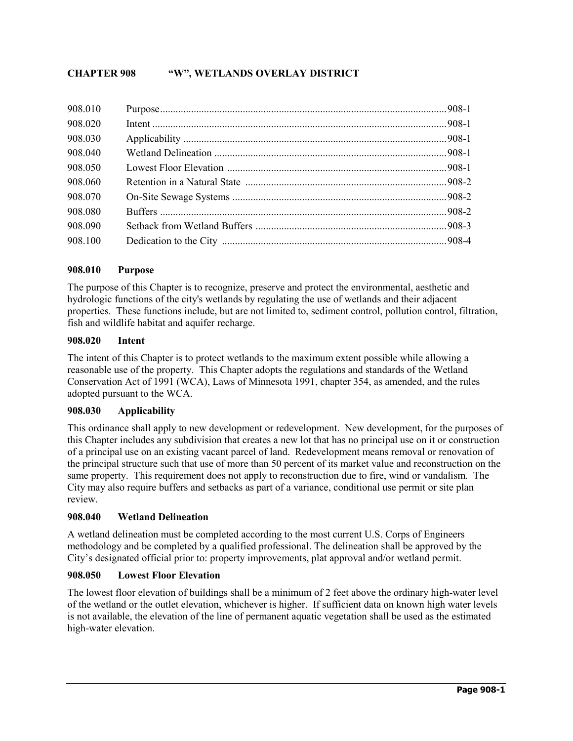# CHAPTER 908 "W", WETLANDS OVERLAY DISTRICT

| | | |
|---|---|---|
| 908.010 | Purpose | 908-1 |
| 908.020 | Intent | 908-1 |
| 908.030 | Applicability | 908-1 |
| 908.040 | Wetland Delineation | 908-1 |
| 908.050 | Lowest Floor Elevation | 908-1 |
| 908.060 | Retention in a Natural State | 908-2 |
| 908.070 | On-Site Sewage Systems | 908-2 |
| 908.080 | Buffers | 908-2 |
| 908.090 | Setback from Wetland Buffers | 908-3 |
| 908.100 | Dedication to the City | 908-4 |

## 908.010 Purpose

The purpose of this Chapter is to recognize, preserve and protect the environmental, aesthetic and hydrologic functions of the city's wetlands by regulating the use of wetlands and their adjacent properties. These functions include, but are not limited to, sediment control, pollution control, filtration, fish and wildlife habitat and aquifer recharge.

## 908.020 Intent

The intent of this Chapter is to protect wetlands to the maximum extent possible while allowing a reasonable use of the property. This Chapter adopts the regulations and standards of the Wetland Conservation Act of 1991 (WCA), Laws of Minnesota 1991, chapter 354, as amended, and the rules adopted pursuant to the WCA.

## 908.030 Applicability

This ordinance shall apply to new development or redevelopment. New development, for the purposes of this Chapter includes any subdivision that creates a new lot that has no principal use on it or construction of a principal use on an existing vacant parcel of land. Redevelopment means removal or renovation of the principal structure such that use of more than 50 percent of its market value and reconstruction on the same property. This requirement does not apply to reconstruction due to fire, wind or vandalism. The City may also require buffers and setbacks as part of a variance, conditional use permit or site plan review.

## 908.040 Wetland Delineation

A wetland delineation must be completed according to the most current U.S. Corps of Engineers methodology and be completed by a qualified professional. The delineation shall be approved by the City's designated official prior to: property improvements, plat approval and/or wetland permit.

## 908.050 Lowest Floor Elevation

The lowest floor elevation of buildings shall be a minimum of 2 feet above the ordinary high-water level of the wetland or the outlet elevation, whichever is higher. If sufficient data on known high water levels is not available, the elevation of the line of permanent aquatic vegetation shall be used as the estimated high-water elevation.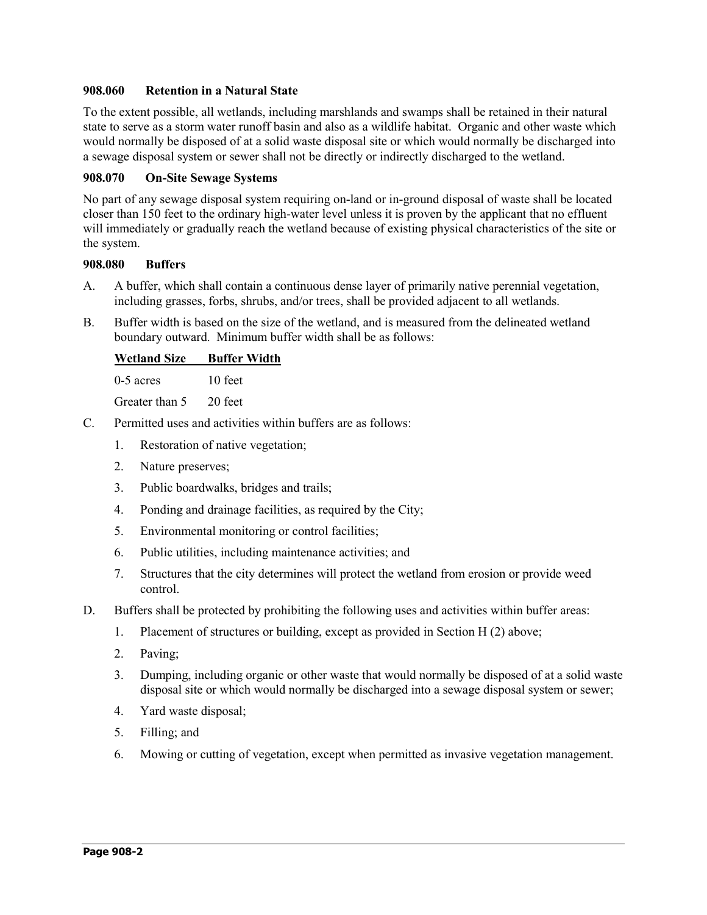### 908.060 Retention in a Natural State

To the extent possible, all wetlands, including marshlands and swamps shall be retained in their natural state to serve as a storm water runoff basin and also as a wildlife habitat. Organic and other waste which would normally be disposed of at a solid waste disposal site or which would normally be discharged into a sewage disposal system or sewer shall not be directly or indirectly discharged to the wetland.

### 908.070 On-Site Sewage Systems

No part of any sewage disposal system requiring on-land or in-ground disposal of waste shall be located closer than 150 feet to the ordinary high-water level unless it is proven by the applicant that no effluent will immediately or gradually reach the wetland because of existing physical characteristics of the site or the system.

### 908.080 Buffers

A. A buffer, which shall contain a continuous dense layer of primarily native perennial vegetation, including grasses, forbs, shrubs, and/or trees, shall be provided adjacent to all wetlands.

B. Buffer width is based on the size of the wetland, and is measured from the delineated wetland boundary outward. Minimum buffer width shall be as follows:

| Wetland Size | Buffer Width |
| --- | --- |
| 0-5 acres | 10 feet |
| Greater than 5 | 20 feet |

C. Permitted uses and activities within buffers are as follows:

1. Restoration of native vegetation;
2. Nature preserves;
3. Public boardwalks, bridges and trails;
4. Ponding and drainage facilities, as required by the City;
5. Environmental monitoring or control facilities;
6. Public utilities, including maintenance activities; and
7. Structures that the city determines will protect the wetland from erosion or provide weed control.

D. Buffers shall be protected by prohibiting the following uses and activities within buffer areas:

1. Placement of structures or building, except as provided in Section H (2) above;
2. Paving;
3. Dumping, including organic or other waste that would normally be disposed of at a solid waste disposal site or which would normally be discharged into a sewage disposal system or sewer;
4. Yard waste disposal;
5. Filling; and
6. Mowing or cutting of vegetation, except when permitted as invasive vegetation management.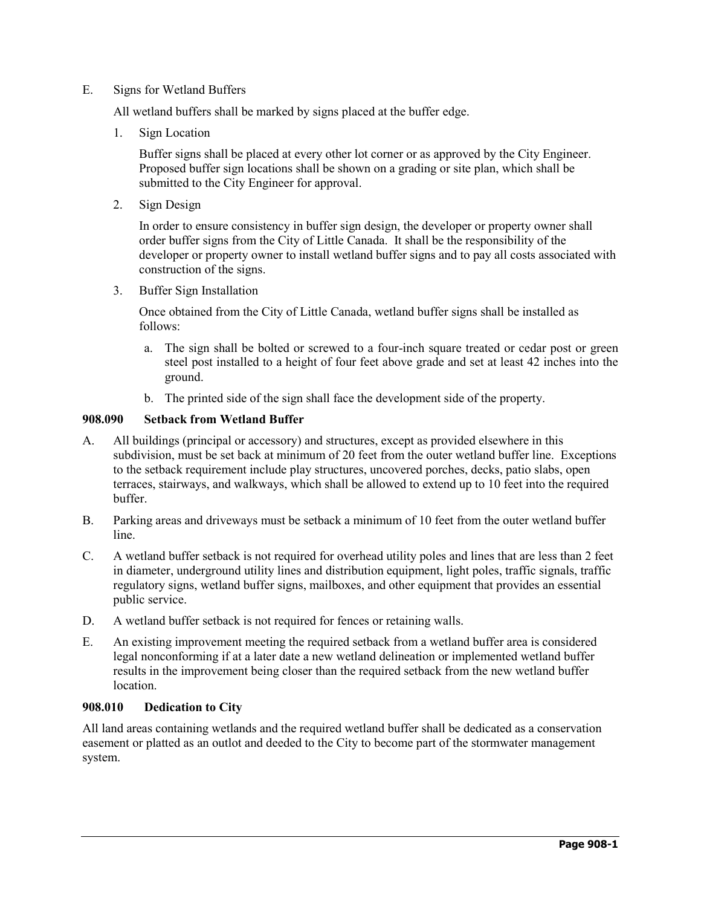E. Signs for Wetland Buffers

All wetland buffers shall be marked by signs placed at the buffer edge.

1. Sign Location

   Buffer signs shall be placed at every other lot corner or as approved by the City Engineer. Proposed buffer sign locations shall be shown on a grading or site plan, which shall be submitted to the City Engineer for approval.

2. Sign Design

   In order to ensure consistency in buffer sign design, the developer or property owner shall order buffer signs from the City of Little Canada. It shall be the responsibility of the developer or property owner to install wetland buffer signs and to pay all costs associated with construction of the signs.

3. Buffer Sign Installation

   Once obtained from the City of Little Canada, wetland buffer signs shall be installed as follows:

   a. The sign shall be bolted or screwed to a four-inch square treated or cedar post or green steel post installed to a height of four feet above grade and set at least 42 inches into the ground.

   b. The printed side of the sign shall face the development side of the property.

### 908.090 Setback from Wetland Buffer

A. All buildings (principal or accessory) and structures, except as provided elsewhere in this subdivision, must be set back at minimum of 20 feet from the outer wetland buffer line. Exceptions to the setback requirement include play structures, uncovered porches, decks, patio slabs, open terraces, stairways, and walkways, which shall be allowed to extend up to 10 feet into the required buffer.

B. Parking areas and driveways must be setback a minimum of 10 feet from the outer wetland buffer line.

C. A wetland buffer setback is not required for overhead utility poles and lines that are less than 2 feet in diameter, underground utility lines and distribution equipment, light poles, traffic signals, traffic regulatory signs, wetland buffer signs, mailboxes, and other equipment that provides an essential public service.

D. A wetland buffer setback is not required for fences or retaining walls.

E. An existing improvement meeting the required setback from a wetland buffer area is considered legal nonconforming if at a later date a new wetland delineation or implemented wetland buffer results in the improvement being closer than the required setback from the new wetland buffer location.

### 908.010 Dedication to City

All land areas containing wetlands and the required wetland buffer shall be dedicated as a conservation easement or platted as an outlot and deeded to the City to become part of the stormwater management system.